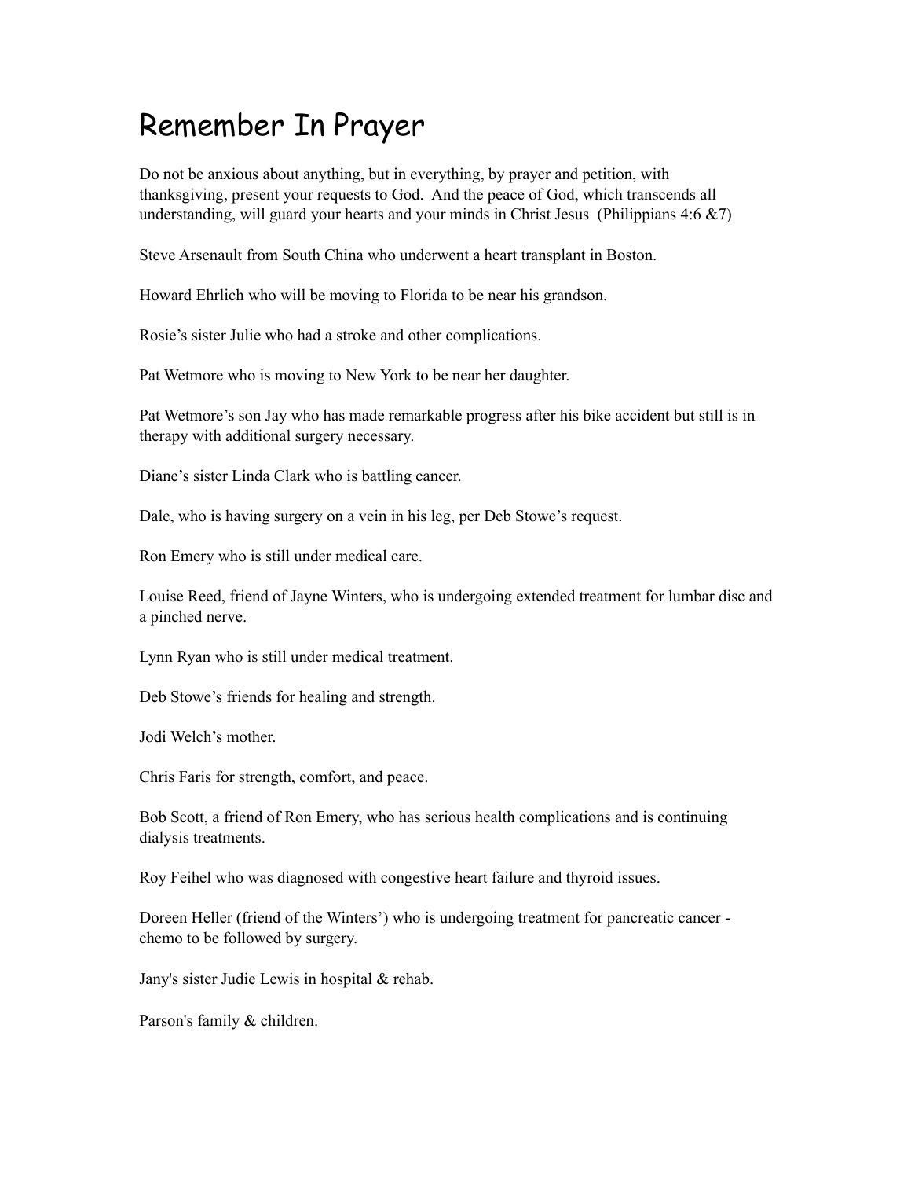# Remember In Prayer

Do not be anxious about anything, but in everything, by prayer and petition, with thanksgiving, present your requests to God. And the peace of God, which transcends all understanding, will guard your hearts and your minds in Christ Jesus (Philippians 4:6 &7)

Steve Arsenault from South China who underwent a heart transplant in Boston.

Howard Ehrlich who will be moving to Florida to be near his grandson.

Rosie's sister Julie who had a stroke and other complications.

Pat Wetmore who is moving to New York to be near her daughter.

Pat Wetmore's son Jay who has made remarkable progress after his bike accident but still is in therapy with additional surgery necessary.

Diane's sister Linda Clark who is battling cancer.

Dale, who is having surgery on a vein in his leg, per Deb Stowe's request.

Ron Emery who is still under medical care.

Louise Reed, friend of Jayne Winters, who is undergoing extended treatment for lumbar disc and a pinched nerve.

Lynn Ryan who is still under medical treatment.

Deb Stowe's friends for healing and strength.

Jodi Welch's mother.

Chris Faris for strength, comfort, and peace.

Bob Scott, a friend of Ron Emery, who has serious health complications and is continuing dialysis treatments.

Roy Feihel who was diagnosed with congestive heart failure and thyroid issues.

Doreen Heller (friend of the Winters') who is undergoing treatment for pancreatic cancer - chemo to be followed by surgery.

Jany's sister Judie Lewis in hospital & rehab.

Parson's family & children.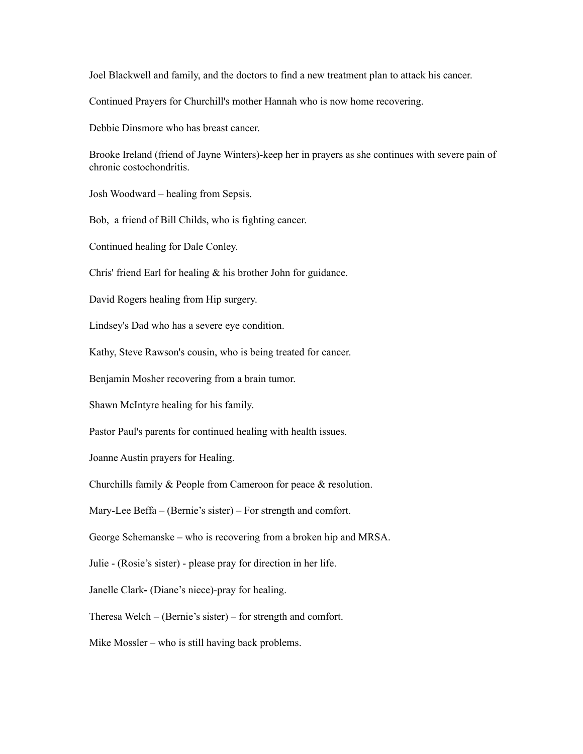Joel Blackwell and family, and the doctors to find a new treatment plan to attack his cancer.

Continued Prayers for Churchill's mother Hannah who is now home recovering.

Debbie Dinsmore who has breast cancer.

Brooke Ireland (friend of Jayne Winters)-keep her in prayers as she continues with severe pain of chronic costochondritis.

Josh Woodward – healing from Sepsis.

Bob, a friend of Bill Childs, who is fighting cancer.

Continued healing for Dale Conley.

Chris' friend Earl for healing & his brother John for guidance.

David Rogers healing from Hip surgery.

Lindsey's Dad who has a severe eye condition.

Kathy, Steve Rawson's cousin, who is being treated for cancer.

Benjamin Mosher recovering from a brain tumor.

Shawn McIntyre healing for his family.

Pastor Paul's parents for continued healing with health issues.

Joanne Austin prayers for Healing.

Churchills family & People from Cameroon for peace & resolution.

Mary-Lee Beffa – (Bernie's sister) – For strength and comfort.

George Schemanske **–** who is recovering from a broken hip and MRSA.

Julie - (Rosie's sister) - please pray for direction in her life.

Janelle Clark**-** (Diane's niece)-pray for healing.

Theresa Welch – (Bernie's sister) – for strength and comfort.

Mike Mossler – who is still having back problems.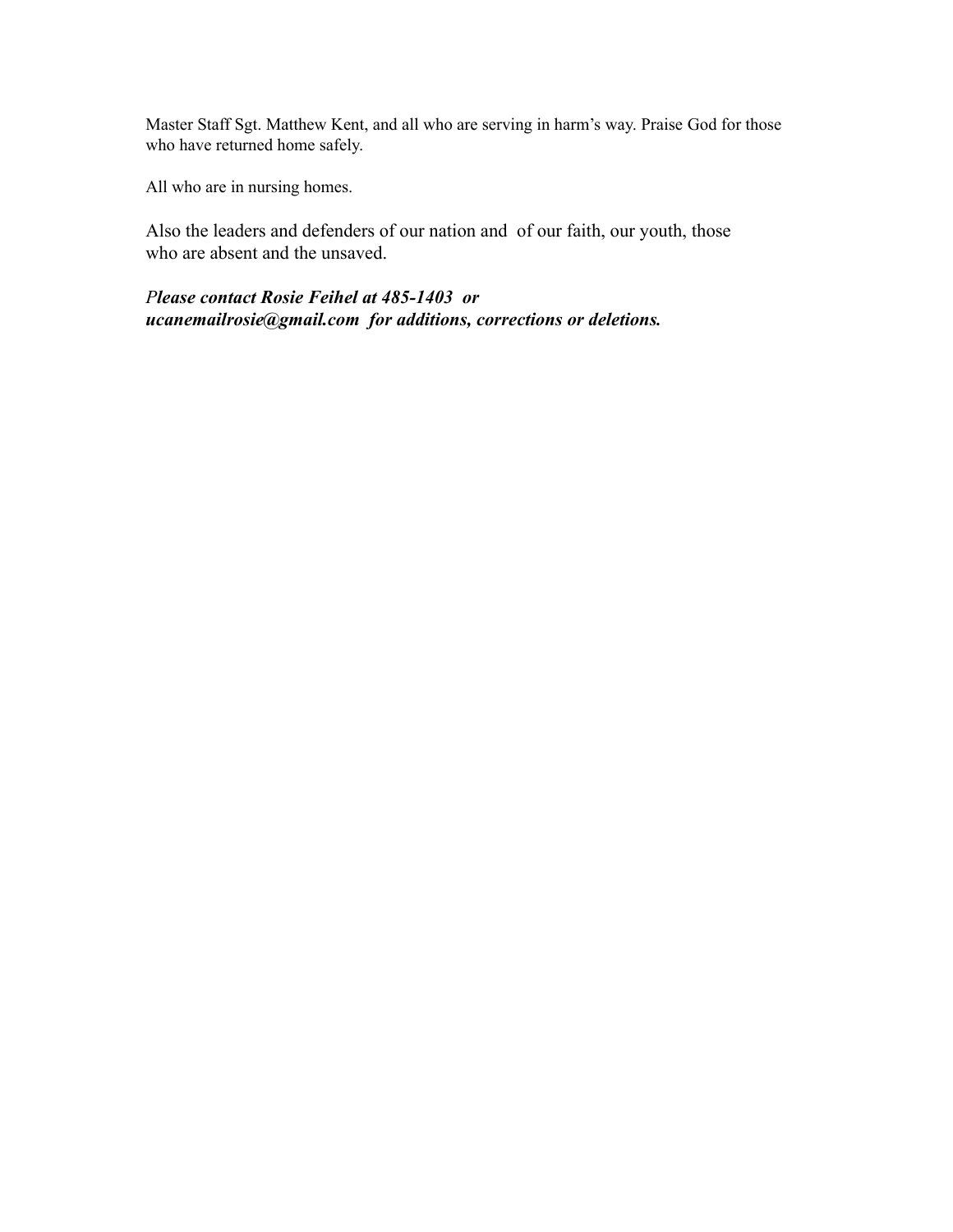Master Staff Sgt. Matthew Kent, and all who are serving in harm's way. Praise God for those who have returned home safely.

All who are in nursing homes.

Also the leaders and defenders of our nation and of our faith, our youth, those who are absent and the unsaved.

***Please contact Rosie Feihel at 485-1403 or ucanemailrosie@gmail.com for additions, corrections or deletions.***